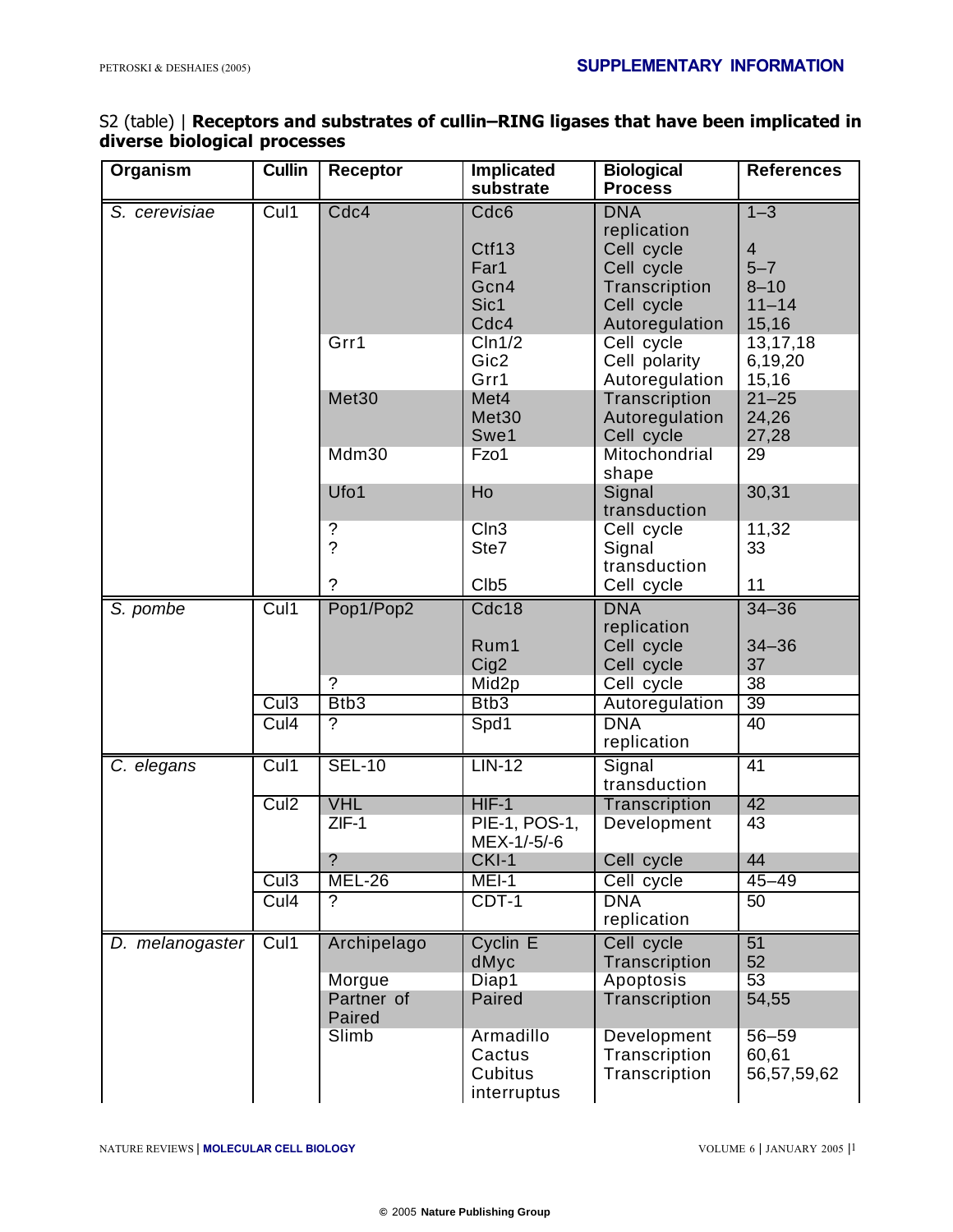S2 (table) | **Receptors and substrates of cullin–RING ligases that have been implicated in diverse biological processes**

| Organism | Cullin | Receptor | Implicated substrate | Biological Process | References |
|---|---|---|---|---|---|
| *S. cerevisiae* | Cul1 | Cdc4 | Cdc6 | DNA replication | 1–3 |
| | | | Ctf13 | Cell cycle | 4 |
| | | | Far1 | Cell cycle | 5–7 |
| | | | Gcn4 | Transcription | 8–10 |
| | | | Sic1 | Cell cycle | 11–14 |
| | | | Cdc4 | Autoregulation | 15,16 |
| | | Grr1 | Cln1/2 | Cell cycle | 13,17,18 |
| | | | Gic2 | Cell polarity | 6,19,20 |
| | | | Grr1 | Autoregulation | 15,16 |
| | | Met30 | Met4 | Transcription | 21–25 |
| | | | Met30 | Autoregulation | 24,26 |
| | | | Swe1 | Cell cycle | 27,28 |
| | | Mdm30 | Fzo1 | Mitochondrial shape | 29 |
| | | Ufo1 | Ho | Signal transduction | 30,31 |
| | | ? | Cln3 | Cell cycle | 11,32 |
| | | ? | Ste7 | Signal transduction | 33 |
| | | ? | Clb5 | Cell cycle | 11 |
| *S. pombe* | Cul1 | Pop1/Pop2 | Cdc18 | DNA replication | 34–36 |
| | | | Rum1 | Cell cycle | 34–36 |
| | | | Cig2 | Cell cycle | 37 |
| | | ? | Mid2p | Cell cycle | 38 |
| | Cul3 | Btb3 | Btb3 | Autoregulation | 39 |
| | Cul4 | ? | Spd1 | DNA replication | 40 |
| *C. elegans* | Cul1 | SEL-10 | LIN-12 | Signal transduction | 41 |
| | Cul2 | VHL | HIF-1 | Transcription | 42 |
| | | ZIF-1 | PIE-1, POS-1, MEX-1/-5/-6 | Development | 43 |
| | | ? | CKI-1 | Cell cycle | 44 |
| | Cul3 | MEL-26 | MEI-1 | Cell cycle | 45–49 |
| | Cul4 | ? | CDT-1 | DNA replication | 50 |
| *D. melanogaster* | Cul1 | Archipelago | Cyclin E | Cell cycle | 51 |
| | | | dMyc | Transcription | 52 |
| | | Morgue | Diap1 | Apoptosis | 53 |
| | | Partner of Paired | Paired | Transcription | 54,55 |
| | | Slimb | Armadillo | Development | 56–59 |
| | | | Cactus | Transcription | 60,61 |
| | | | Cubitus interruptus | Transcription | 56,57,59,62 |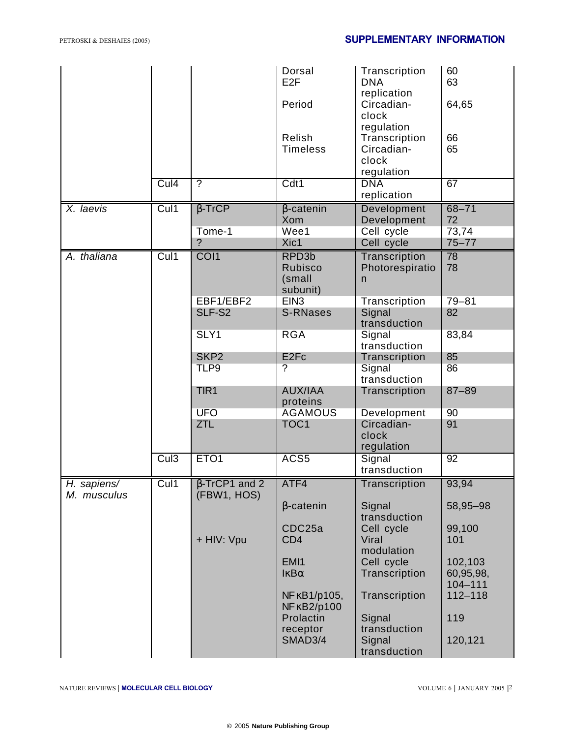| | | | Dorsal | Transcription | 60 |
|---|---|---|---|---|---|
| | | | E2F | DNA replication | 63 |
| | | | Period | Circadian-clock regulation | 64,65 |
| | | | Relish | Transcription | 66 |
| | | | Timeless | Circadian-clock regulation | 65 |
| | Cul4 | ? | Cdt1 | DNA replication | 67 |
| *X. laevis* | Cul1 | β-TrCP | β-catenin | Development | 68–71 |
| | | | Xom | Development | 72 |
| | | Tome-1 | Wee1 | Cell cycle | 73,74 |
| | | ? | Xic1 | Cell cycle | 75–77 |
| *A. thaliana* | Cul1 | COI1 | RPD3b | Transcription | 78 |
| | | | Rubisco (small subunit) | Photorespiration | 78 |
| | | EBF1/EBF2 | EIN3 | Transcription | 79–81 |
| | | SLF-S2 | S-RNases | Signal transduction | 82 |
| | | SLY1 | RGA | Signal transduction | 83,84 |
| | | SKP2 | E2Fc | Transcription | 85 |
| | | TLP9 | ? | Signal transduction | 86 |
| | | TIR1 | AUX/IAA proteins | Transcription | 87–89 |
| | | UFO | AGAMOUS | Development | 90 |
| | | ZTL | TOC1 | Circadian-clock regulation | 91 |
| | Cul3 | ETO1 | ACS5 | Signal transduction | 92 |
| *H. sapiens/ M. musculus* | Cul1 | β-TrCP1 and 2 (FBW1, HOS) | ATF4 | Transcription | 93,94 |
| | | | β-catenin | Signal transduction | 58,95–98 |
| | | | CDC25a | Cell cycle | 99,100 |
| | | + HIV: Vpu | CD4 | Viral modulation | 101 |
| | | | EMI1 | Cell cycle | 102,103 |
| | | | IκBα | Transcription | 60,95,98, 104–111 |
| | | | NFκB1/p105, NFκB2/p100 | Transcription | 112–118 |
| | | | Prolactin receptor | Signal transduction | 119 |
| | | | SMAD3/4 | Signal transduction | 120,121 |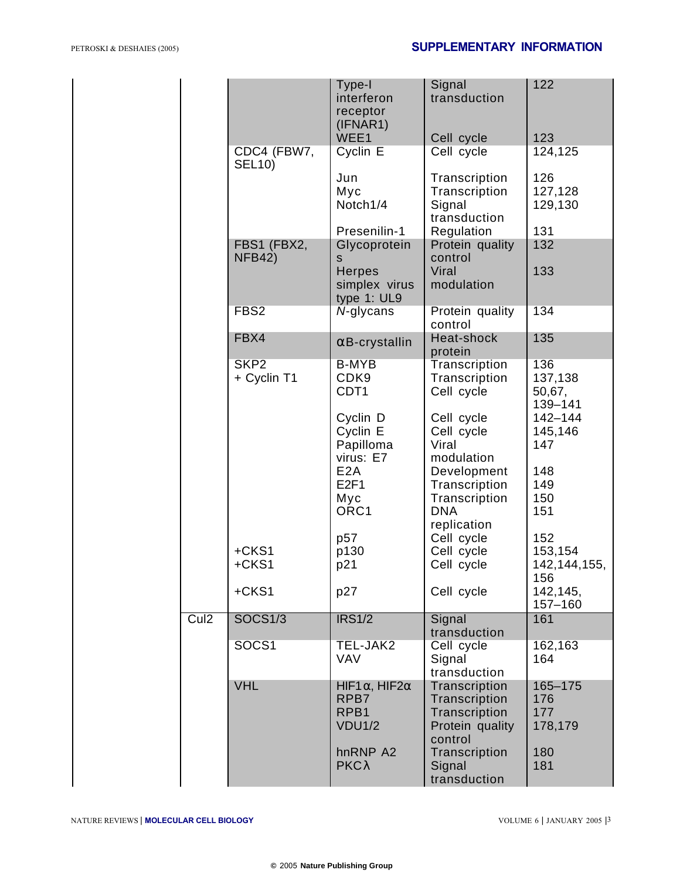| | | | | |
|---|---|---|---|---|
| | | Type-I interferon receptor (IFNAR1) | Signal transduction | 122 |
| | | WEE1 | Cell cycle | 123 |
| | CDC4 (FBW7, SEL10) | Cyclin E | Cell cycle | 124,125 |
| | | Jun | Transcription | 126 |
| | | Myc | Transcription | 127,128 |
| | | Notch1/4 | Signal transduction | 129,130 |
| | | Presenilin-1 | Regulation | 131 |
| | FBS1 (FBX2, NFB42) | Glycoproteins | Protein quality control | 132 |
| | | Herpes simplex virus type 1: UL9 | Viral modulation | 133 |
| | FBS2 | *N*-glycans | Protein quality control | 134 |
| | FBX4 | αB-crystallin | Heat-shock protein | 135 |
| | SKP2 | B-MYB | Transcription | 136 |
| | + Cyclin T1 | CDK9 | Transcription | 137,138 |
| | | CDT1 | Cell cycle | 50,67, 139–141 |
| | | Cyclin D | Cell cycle | 142–144 |
| | | Cyclin E | Cell cycle | 145,146 |
| | | Papilloma virus: E7 | Viral modulation | 147 |
| | | E2A | Development | 148 |
| | | E2F1 | Transcription | 149 |
| | | Myc | Transcription | 150 |
| | | ORC1 | DNA replication | 151 |
| | | p57 | Cell cycle | 152 |
| | +CKS1 | p130 | Cell cycle | 153,154 |
| | +CKS1 | p21 | Cell cycle | 142,144,155, 156 |
| | +CKS1 | p27 | Cell cycle | 142,145, 157–160 |
| Cul2 | SOCS1/3 | IRS1/2 | Signal transduction | 161 |
| | SOCS1 | TEL-JAK2 | Cell cycle | 162,163 |
| | | VAV | Signal transduction | 164 |
| | VHL | HIF1α, HIF2α | Transcription | 165–175 |
| | | RPB7 | Transcription | 176 |
| | | RPB1 | Transcription | 177 |
| | | VDU1/2 | Protein quality control | 178,179 |
| | | hnRNP A2 | Transcription | 180 |
| | | PKCλ | Signal transduction | 181 |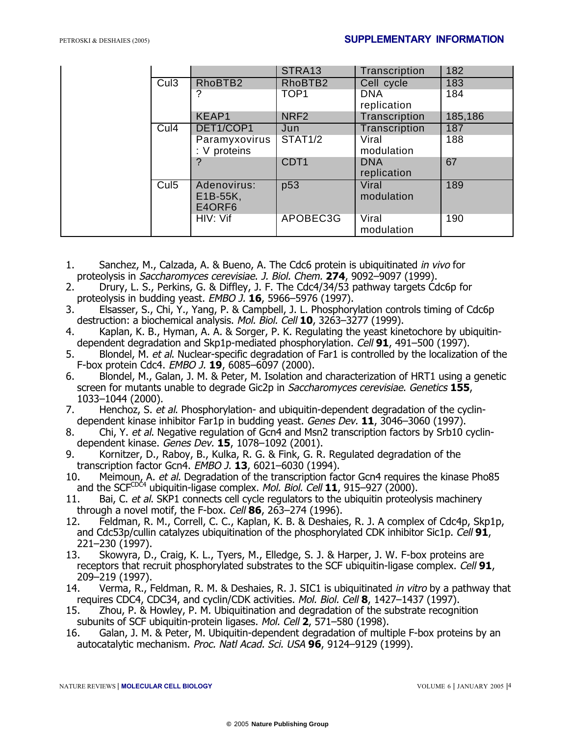| | | | | |
|---|---|---|---|---|
| | | STRA13 | Transcription | 182 |
| Cul3 | RhoBTB2 | RhoBTB2 | Cell cycle | 183 |
| | ? | TOP1 | DNA replication | 184 |
| | KEAP1 | NRF2 | Transcription | 185,186 |
| Cul4 | DET1/COP1 | Jun | Transcription | 187 |
| | Paramyxovirus: V proteins | STAT1/2 | Viral modulation | 188 |
| | ? | CDT1 | DNA replication | 67 |
| Cul5 | Adenovirus: E1B-55K, E4ORF6 | p53 | Viral modulation | 189 |
| | HIV: Vif | APOBEC3G | Viral modulation | 190 |

1. Sanchez, M., Calzada, A. & Bueno, A. The Cdc6 protein is ubiquitinated *in vivo* for proteolysis in *Saccharomyces cerevisiae*. *J. Biol. Chem.* **274**, 9092–9097 (1999).
2. Drury, L. S., Perkins, G. & Diffley, J. F. The Cdc4/34/53 pathway targets Cdc6p for proteolysis in budding yeast. *EMBO J.* **16**, 5966–5976 (1997).
3. Elsasser, S., Chi, Y., Yang, P. & Campbell, J. L. Phosphorylation controls timing of Cdc6p destruction: a biochemical analysis. *Mol. Biol. Cell* **10**, 3263–3277 (1999).
4. Kaplan, K. B., Hyman, A. A. & Sorger, P. K. Regulating the yeast kinetochore by ubiquitin-dependent degradation and Skp1p-mediated phosphorylation. *Cell* **91**, 491–500 (1997).
5. Blondel, M. *et al.* Nuclear-specific degradation of Far1 is controlled by the localization of the F-box protein Cdc4. *EMBO J.* **19**, 6085–6097 (2000).
6. Blondel, M., Galan, J. M. & Peter, M. Isolation and characterization of HRT1 using a genetic screen for mutants unable to degrade Gic2p in *Saccharomyces cerevisiae*. *Genetics* **155**, 1033–1044 (2000).
7. Henchoz, S. *et al.* Phosphorylation- and ubiquitin-dependent degradation of the cyclin-dependent kinase inhibitor Far1p in budding yeast. *Genes Dev.* **11**, 3046–3060 (1997).
8. Chi, Y. *et al.* Negative regulation of Gcn4 and Msn2 transcription factors by Srb10 cyclin-dependent kinase. *Genes Dev.* **15**, 1078–1092 (2001).
9. Kornitzer, D., Raboy, B., Kulka, R. G. & Fink, G. R. Regulated degradation of the transcription factor Gcn4. *EMBO J.* **13**, 6021–6030 (1994).
10. Meimoun, A. *et al.* Degradation of the transcription factor Gcn4 requires the kinase Pho85 and the $SCF^{CDC4}$ ubiquitin-ligase complex. *Mol. Biol. Cell* **11**, 915–927 (2000).
11. Bai, C. *et al.* SKP1 connects cell cycle regulators to the ubiquitin proteolysis machinery through a novel motif, the F-box. *Cell* **86**, 263–274 (1996).
12. Feldman, R. M., Correll, C. C., Kaplan, K. B. & Deshaies, R. J. A complex of Cdc4p, Skp1p, and Cdc53p/cullin catalyzes ubiquitination of the phosphorylated CDK inhibitor Sic1p. *Cell* **91**, 221–230 (1997).
13. Skowyra, D., Craig, K. L., Tyers, M., Elledge, S. J. & Harper, J. W. F-box proteins are receptors that recruit phosphorylated substrates to the SCF ubiquitin-ligase complex. *Cell* **91**, 209–219 (1997).
14. Verma, R., Feldman, R. M. & Deshaies, R. J. SIC1 is ubiquitinated *in vitro* by a pathway that requires CDC4, CDC34, and cyclin/CDK activities. *Mol. Biol. Cell* **8**, 1427–1437 (1997).
15. Zhou, P. & Howley, P. M. Ubiquitination and degradation of the substrate recognition subunits of SCF ubiquitin-protein ligases. *Mol. Cell* **2**, 571–580 (1998).
16. Galan, J. M. & Peter, M. Ubiquitin-dependent degradation of multiple F-box proteins by an autocatalytic mechanism. *Proc. Natl Acad. Sci. USA* **96**, 9124–9129 (1999).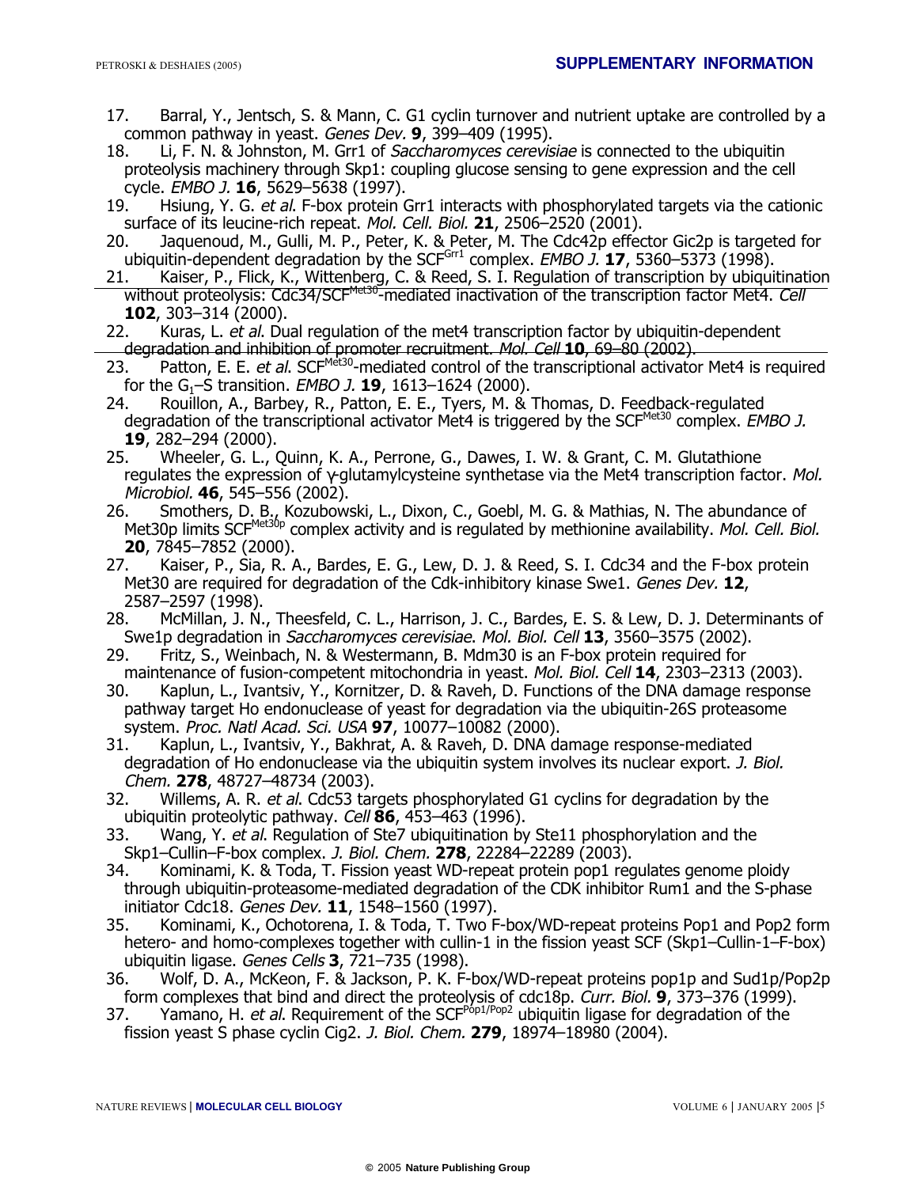17. Barral, Y., Jentsch, S. & Mann, C. G1 cyclin turnover and nutrient uptake are controlled by a common pathway in yeast. *Genes Dev.* **9**, 399–409 (1995).
18. Li, F. N. & Johnston, M. Grr1 of *Saccharomyces cerevisiae* is connected to the ubiquitin proteolysis machinery through Skp1: coupling glucose sensing to gene expression and the cell cycle. *EMBO J.* **16**, 5629–5638 (1997).
19. Hsiung, Y. G. *et al.* F-box protein Grr1 interacts with phosphorylated targets via the cationic surface of its leucine-rich repeat. *Mol. Cell. Biol.* **21**, 2506–2520 (2001).
20. Jaquenoud, M., Gulli, M. P., Peter, K. & Peter, M. The Cdc42p effector Gic2p is targeted for ubiquitin-dependent degradation by the $SCF^{Grr1}$ complex. *EMBO J.* **17**, 5360–5373 (1998).
21. Kaiser, P., Flick, K., Wittenberg, C. & Reed, S. I. Regulation of transcription by ubiquitination without proteolysis: Cdc34/$SCF^{Met30}$-mediated inactivation of the transcription factor Met4. *Cell* **102**, 303–314 (2000).
22. Kuras, L. *et al.* Dual regulation of the met4 transcription factor by ubiquitin-dependent degradation and inhibition of promoter recruitment. *Mol. Cell* **10**, 69–80 (2002).
23. Patton, E. E. *et al.* $SCF^{Met30}$-mediated control of the transcriptional activator Met4 is required for the $G_1$–S transition. *EMBO J.* **19**, 1613–1624 (2000).
24. Rouillon, A., Barbey, R., Patton, E. E., Tyers, M. & Thomas, D. Feedback-regulated degradation of the transcriptional activator Met4 is triggered by the $SCF^{Met30}$ complex. *EMBO J.* **19**, 282–294 (2000).
25. Wheeler, G. L., Quinn, K. A., Perrone, G., Dawes, I. W. & Grant, C. M. Glutathione regulates the expression of γ-glutamylcysteine synthetase via the Met4 transcription factor. *Mol. Microbiol.* **46**, 545–556 (2002).
26. Smothers, D. B., Kozubowski, L., Dixon, C., Goebl, M. G. & Mathias, N. The abundance of Met30p limits $SCF^{Met30p}$ complex activity and is regulated by methionine availability. *Mol. Cell. Biol.* **20**, 7845–7852 (2000).
27. Kaiser, P., Sia, R. A., Bardes, E. G., Lew, D. J. & Reed, S. I. Cdc34 and the F-box protein Met30 are required for degradation of the Cdk-inhibitory kinase Swe1. *Genes Dev.* **12**, 2587–2597 (1998).
28. McMillan, J. N., Theesfeld, C. L., Harrison, J. C., Bardes, E. S. & Lew, D. J. Determinants of Swe1p degradation in *Saccharomyces cerevisiae*. *Mol. Biol. Cell* **13**, 3560–3575 (2002).
29. Fritz, S., Weinbach, N. & Westermann, B. Mdm30 is an F-box protein required for maintenance of fusion-competent mitochondria in yeast. *Mol. Biol. Cell* **14**, 2303–2313 (2003).
30. Kaplun, L., Ivantsiv, Y., Kornitzer, D. & Raveh, D. Functions of the DNA damage response pathway target Ho endonuclease of yeast for degradation via the ubiquitin-26S proteasome system. *Proc. Natl Acad. Sci. USA* **97**, 10077–10082 (2000).
31. Kaplun, L., Ivantsiv, Y., Bakhrat, A. & Raveh, D. DNA damage response-mediated degradation of Ho endonuclease via the ubiquitin system involves its nuclear export. *J. Biol. Chem.* **278**, 48727–48734 (2003).
32. Willems, A. R. *et al.* Cdc53 targets phosphorylated G1 cyclins for degradation by the ubiquitin proteolytic pathway. *Cell* **86**, 453–463 (1996).
33. Wang, Y. *et al.* Regulation of Ste7 ubiquitination by Ste11 phosphorylation and the Skp1–Cullin–F-box complex. *J. Biol. Chem.* **278**, 22284–22289 (2003).
34. Kominami, K. & Toda, T. Fission yeast WD-repeat protein pop1 regulates genome ploidy through ubiquitin-proteasome-mediated degradation of the CDK inhibitor Rum1 and the S-phase initiator Cdc18. *Genes Dev.* **11**, 1548–1560 (1997).
35. Kominami, K., Ochotorena, I. & Toda, T. Two F-box/WD-repeat proteins Pop1 and Pop2 form hetero- and homo-complexes together with cullin-1 in the fission yeast SCF (Skp1–Cullin-1–F-box) ubiquitin ligase. *Genes Cells* **3**, 721–735 (1998).
36. Wolf, D. A., McKeon, F. & Jackson, P. K. F-box/WD-repeat proteins pop1p and Sud1p/Pop2p form complexes that bind and direct the proteolysis of cdc18p. *Curr. Biol.* **9**, 373–376 (1999).
37. Yamano, H. *et al.* Requirement of the $SCF^{Pop1/Pop2}$ ubiquitin ligase for degradation of the fission yeast S phase cyclin Cig2. *J. Biol. Chem.* **279**, 18974–18980 (2004).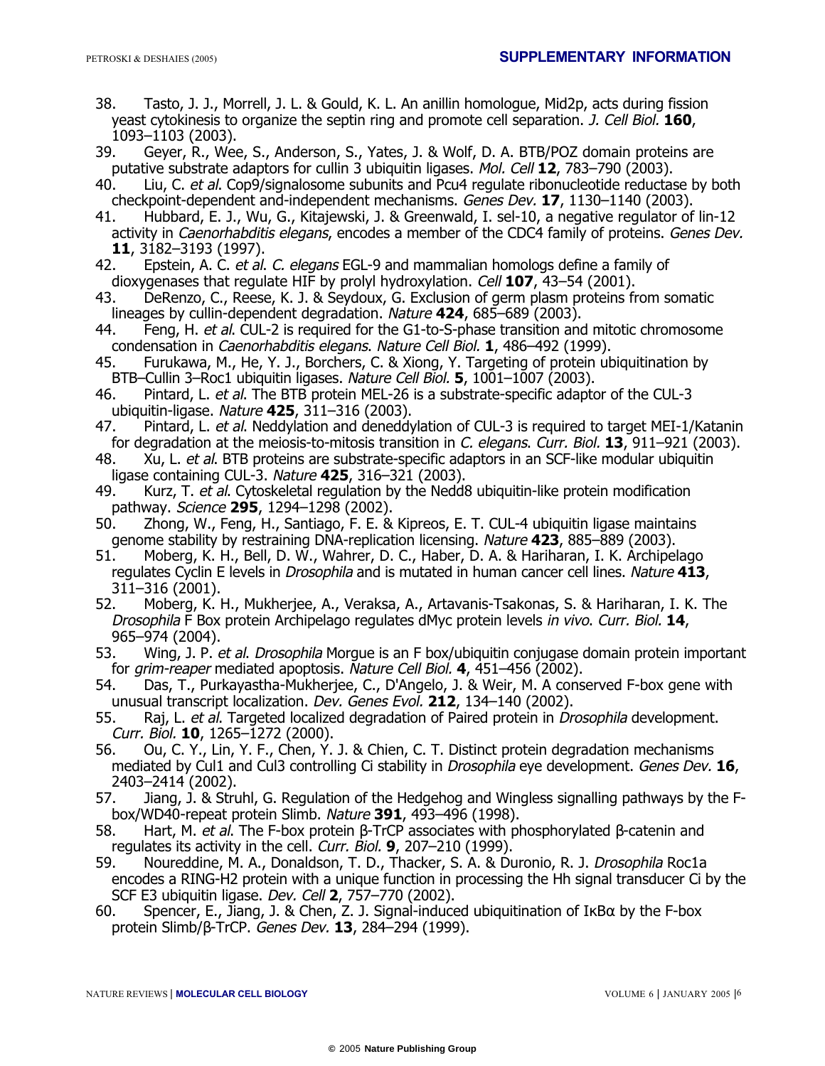38. Tasto, J. J., Morrell, J. L. & Gould, K. L. An anillin homologue, Mid2p, acts during fission yeast cytokinesis to organize the septin ring and promote cell separation. *J. Cell Biol.* **160**, 1093–1103 (2003).
39. Geyer, R., Wee, S., Anderson, S., Yates, J. & Wolf, D. A. BTB/POZ domain proteins are putative substrate adaptors for cullin 3 ubiquitin ligases. *Mol. Cell* **12**, 783–790 (2003).
40. Liu, C. *et al*. Cop9/signalosome subunits and Pcu4 regulate ribonucleotide reductase by both checkpoint-dependent and-independent mechanisms. *Genes Dev.* **17**, 1130–1140 (2003).
41. Hubbard, E. J., Wu, G., Kitajewski, J. & Greenwald, I. sel-10, a negative regulator of lin-12 activity in *Caenorhabditis elegans*, encodes a member of the CDC4 family of proteins. *Genes Dev.* **11**, 3182–3193 (1997).
42. Epstein, A. C. *et al*. *C. elegans* EGL-9 and mammalian homologs define a family of dioxygenases that regulate HIF by prolyl hydroxylation. *Cell* **107**, 43–54 (2001).
43. DeRenzo, C., Reese, K. J. & Seydoux, G. Exclusion of germ plasm proteins from somatic lineages by cullin-dependent degradation. *Nature* **424**, 685–689 (2003).
44. Feng, H. *et al*. CUL-2 is required for the G1-to-S-phase transition and mitotic chromosome condensation in *Caenorhabditis elegans*. *Nature Cell Biol.* **1**, 486–492 (1999).
45. Furukawa, M., He, Y. J., Borchers, C. & Xiong, Y. Targeting of protein ubiquitination by BTB–Cullin 3–Roc1 ubiquitin ligases. *Nature Cell Biol.* **5**, 1001–1007 (2003).
46. Pintard, L. *et al*. The BTB protein MEL-26 is a substrate-specific adaptor of the CUL-3 ubiquitin-ligase. *Nature* **425**, 311–316 (2003).
47. Pintard, L. *et al*. Neddylation and deneddylation of CUL-3 is required to target MEI-1/Katanin for degradation at the meiosis-to-mitosis transition in *C. elegans*. *Curr. Biol.* **13**, 911–921 (2003).
48. Xu, L. *et al*. BTB proteins are substrate-specific adaptors in an SCF-like modular ubiquitin ligase containing CUL-3. *Nature* **425**, 316–321 (2003).
49. Kurz, T. *et al*. Cytoskeletal regulation by the Nedd8 ubiquitin-like protein modification pathway. *Science* **295**, 1294–1298 (2002).
50. Zhong, W., Feng, H., Santiago, F. E. & Kipreos, E. T. CUL-4 ubiquitin ligase maintains genome stability by restraining DNA-replication licensing. *Nature* **423**, 885–889 (2003).
51. Moberg, K. H., Bell, D. W., Wahrer, D. C., Haber, D. A. & Hariharan, I. K. Archipelago regulates Cyclin E levels in *Drosophila* and is mutated in human cancer cell lines. *Nature* **413**, 311–316 (2001).
52. Moberg, K. H., Mukherjee, A., Veraksa, A., Artavanis-Tsakonas, S. & Hariharan, I. K. The *Drosophila* F Box protein Archipelago regulates dMyc protein levels *in vivo*. *Curr. Biol.* **14**, 965–974 (2004).
53. Wing, J. P. *et al*. *Drosophila* Morgue is an F box/ubiquitin conjugase domain protein important for *grim-reaper* mediated apoptosis. *Nature Cell Biol.* **4**, 451–456 (2002).
54. Das, T., Purkayastha-Mukherjee, C., D'Angelo, J. & Weir, M. A conserved F-box gene with unusual transcript localization. *Dev. Genes Evol.* **212**, 134–140 (2002).
55. Raj, L. *et al*. Targeted localized degradation of Paired protein in *Drosophila* development. *Curr. Biol.* **10**, 1265–1272 (2000).
56. Ou, C. Y., Lin, Y. F., Chen, Y. J. & Chien, C. T. Distinct protein degradation mechanisms mediated by Cul1 and Cul3 controlling Ci stability in *Drosophila* eye development. *Genes Dev.* **16**, 2403–2414 (2002).
57. Jiang, J. & Struhl, G. Regulation of the Hedgehog and Wingless signalling pathways by the F-box/WD40-repeat protein Slimb. *Nature* **391**, 493–496 (1998).
58. Hart, M. *et al*. The F-box protein β-TrCP associates with phosphorylated β-catenin and regulates its activity in the cell. *Curr. Biol.* **9**, 207–210 (1999).
59. Noureddine, M. A., Donaldson, T. D., Thacker, S. A. & Duronio, R. J. *Drosophila* Roc1a encodes a RING-H2 protein with a unique function in processing the Hh signal transducer Ci by the SCF E3 ubiquitin ligase. *Dev. Cell* **2**, 757–770 (2002).
60. Spencer, E., Jiang, J. & Chen, Z. J. Signal-induced ubiquitination of IκBα by the F-box protein Slimb/β-TrCP. *Genes Dev.* **13**, 284–294 (1999).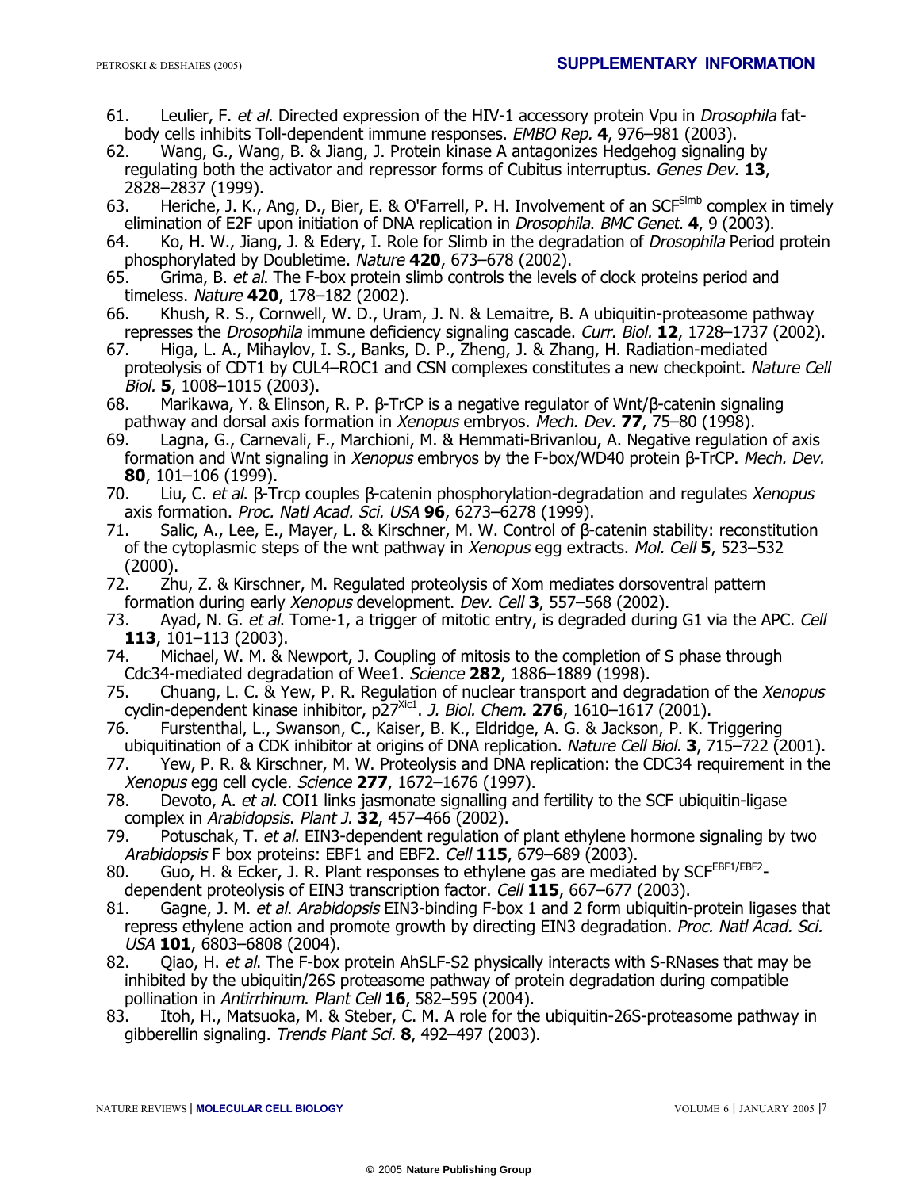61. Leulier, F. *et al*. Directed expression of the HIV-1 accessory protein Vpu in *Drosophila* fat-body cells inhibits Toll-dependent immune responses. *EMBO Rep.* **4**, 976–981 (2003).
62. Wang, G., Wang, B. & Jiang, J. Protein kinase A antagonizes Hedgehog signaling by regulating both the activator and repressor forms of Cubitus interruptus. *Genes Dev.* **13**, 2828–2837 (1999).
63. Heriche, J. K., Ang, D., Bier, E. & O'Farrell, P. H. Involvement of an $SCF^{Slmb}$ complex in timely elimination of E2F upon initiation of DNA replication in *Drosophila*. *BMC Genet.* **4**, 9 (2003).
64. Ko, H. W., Jiang, J. & Edery, I. Role for Slimb in the degradation of *Drosophila* Period protein phosphorylated by Doubletime. *Nature* **420**, 673–678 (2002).
65. Grima, B. *et al*. The F-box protein slimb controls the levels of clock proteins period and timeless. *Nature* **420**, 178–182 (2002).
66. Khush, R. S., Cornwell, W. D., Uram, J. N. & Lemaitre, B. A ubiquitin-proteasome pathway represses the *Drosophila* immune deficiency signaling cascade. *Curr. Biol.* **12**, 1728–1737 (2002).
67. Higa, L. A., Mihaylov, I. S., Banks, D. P., Zheng, J. & Zhang, H. Radiation-mediated proteolysis of CDT1 by CUL4–ROC1 and CSN complexes constitutes a new checkpoint. *Nature Cell Biol.* **5**, 1008–1015 (2003).
68. Marikawa, Y. & Elinson, R. P. β-TrCP is a negative regulator of Wnt/β-catenin signaling pathway and dorsal axis formation in *Xenopus* embryos. *Mech. Dev.* **77**, 75–80 (1998).
69. Lagna, G., Carnevali, F., Marchioni, M. & Hemmati-Brivanlou, A. Negative regulation of axis formation and Wnt signaling in *Xenopus* embryos by the F-box/WD40 protein β-TrCP. *Mech. Dev.* **80**, 101–106 (1999).
70. Liu, C. *et al*. β-Trcp couples β-catenin phosphorylation-degradation and regulates *Xenopus* axis formation. *Proc. Natl Acad. Sci. USA* **96**, 6273–6278 (1999).
71. Salic, A., Lee, E., Mayer, L. & Kirschner, M. W. Control of β-catenin stability: reconstitution of the cytoplasmic steps of the wnt pathway in *Xenopus* egg extracts. *Mol. Cell* **5**, 523–532 (2000).
72. Zhu, Z. & Kirschner, M. Regulated proteolysis of Xom mediates dorsoventral pattern formation during early *Xenopus* development. *Dev. Cell* **3**, 557–568 (2002).
73. Ayad, N. G. *et al*. Tome-1, a trigger of mitotic entry, is degraded during G1 via the APC. *Cell* **113**, 101–113 (2003).
74. Michael, W. M. & Newport, J. Coupling of mitosis to the completion of S phase through Cdc34-mediated degradation of Wee1. *Science* **282**, 1886–1889 (1998).
75. Chuang, L. C. & Yew, P. R. Regulation of nuclear transport and degradation of the *Xenopus* cyclin-dependent kinase inhibitor, $p27^{Xic1}$. *J. Biol. Chem.* **276**, 1610–1617 (2001).
76. Furstenthal, L., Swanson, C., Kaiser, B. K., Eldridge, A. G. & Jackson, P. K. Triggering ubiquitination of a CDK inhibitor at origins of DNA replication. *Nature Cell Biol.* **3**, 715–722 (2001).
77. Yew, P. R. & Kirschner, M. W. Proteolysis and DNA replication: the CDC34 requirement in the *Xenopus* egg cell cycle. *Science* **277**, 1672–1676 (1997).
78. Devoto, A. *et al*. COI1 links jasmonate signalling and fertility to the SCF ubiquitin-ligase complex in *Arabidopsis*. *Plant J.* **32**, 457–466 (2002).
79. Potuschak, T. *et al*. EIN3-dependent regulation of plant ethylene hormone signaling by two *Arabidopsis* F box proteins: EBF1 and EBF2. *Cell* **115**, 679–689 (2003).
80. Guo, H. & Ecker, J. R. Plant responses to ethylene gas are mediated by $SCF^{EBF1/EBF2}$-dependent proteolysis of EIN3 transcription factor. *Cell* **115**, 667–677 (2003).
81. Gagne, J. M. *et al*. *Arabidopsis* EIN3-binding F-box 1 and 2 form ubiquitin-protein ligases that repress ethylene action and promote growth by directing EIN3 degradation. *Proc. Natl Acad. Sci. USA* **101**, 6803–6808 (2004).
82. Qiao, H. *et al*. The F-box protein AhSLF-S2 physically interacts with S-RNases that may be inhibited by the ubiquitin/26S proteasome pathway of protein degradation during compatible pollination in *Antirrhinum*. *Plant Cell* **16**, 582–595 (2004).
83. Itoh, H., Matsuoka, M. & Steber, C. M. A role for the ubiquitin-26S-proteasome pathway in gibberellin signaling. *Trends Plant Sci.* **8**, 492–497 (2003).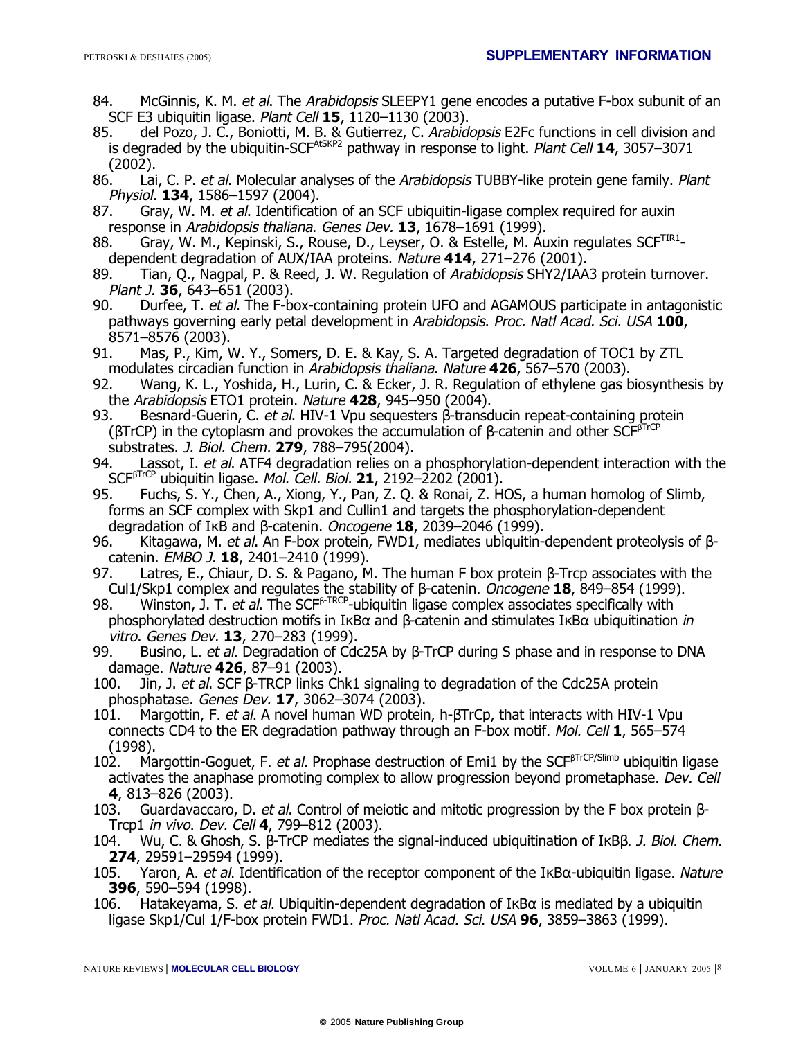84. McGinnis, K. M. *et al*. The *Arabidopsis* SLEEPY1 gene encodes a putative F-box subunit of an SCF E3 ubiquitin ligase. *Plant Cell* **15**, 1120–1130 (2003).
85. del Pozo, J. C., Boniotti, M. B. & Gutierrez, C. *Arabidopsis* E2Fc functions in cell division and is degraded by the ubiquitin-SCF$^{AtSKP2}$ pathway in response to light. *Plant Cell* **14**, 3057–3071 (2002).
86. Lai, C. P. *et al*. Molecular analyses of the *Arabidopsis* TUBBY-like protein gene family. *Plant Physiol.* **134**, 1586–1597 (2004).
87. Gray, W. M. *et al*. Identification of an SCF ubiquitin-ligase complex required for auxin response in *Arabidopsis thaliana*. *Genes Dev.* **13**, 1678–1691 (1999).
88. Gray, W. M., Kepinski, S., Rouse, D., Leyser, O. & Estelle, M. Auxin regulates SCF$^{TIR1}$-dependent degradation of AUX/IAA proteins. *Nature* **414**, 271–276 (2001).
89. Tian, Q., Nagpal, P. & Reed, J. W. Regulation of *Arabidopsis* SHY2/IAA3 protein turnover. *Plant J.* **36**, 643–651 (2003).
90. Durfee, T. *et al*. The F-box-containing protein UFO and AGAMOUS participate in antagonistic pathways governing early petal development in *Arabidopsis*. *Proc. Natl Acad. Sci. USA* **100**, 8571–8576 (2003).
91. Mas, P., Kim, W. Y., Somers, D. E. & Kay, S. A. Targeted degradation of TOC1 by ZTL modulates circadian function in *Arabidopsis thaliana*. *Nature* **426**, 567–570 (2003).
92. Wang, K. L., Yoshida, H., Lurin, C. & Ecker, J. R. Regulation of ethylene gas biosynthesis by the *Arabidopsis* ETO1 protein. *Nature* **428**, 945–950 (2004).
93. Besnard-Guerin, C. *et al*. HIV-1 Vpu sequesters β-transducin repeat-containing protein (βTrCP) in the cytoplasm and provokes the accumulation of β-catenin and other SCF$^{\beta TrCP}$ substrates. *J. Biol. Chem.* **279**, 788–795(2004).
94. Lassot, I. *et al*. ATF4 degradation relies on a phosphorylation-dependent interaction with the SCF$^{\beta TrCP}$ ubiquitin ligase. *Mol. Cell. Biol.* **21**, 2192–2202 (2001).
95. Fuchs, S. Y., Chen, A., Xiong, Y., Pan, Z. Q. & Ronai, Z. HOS, a human homolog of Slimb, forms an SCF complex with Skp1 and Cullin1 and targets the phosphorylation-dependent degradation of IκB and β-catenin. *Oncogene* **18**, 2039–2046 (1999).
96. Kitagawa, M. *et al*. An F-box protein, FWD1, mediates ubiquitin-dependent proteolysis of β-catenin. *EMBO J.* **18**, 2401–2410 (1999).
97. Latres, E., Chiaur, D. S. & Pagano, M. The human F box protein β-Trcp associates with the Cul1/Skp1 complex and regulates the stability of β-catenin. *Oncogene* **18**, 849–854 (1999).
98. Winston, J. T. *et al*. The SCF$^{\beta\text{-}TRCP}$-ubiquitin ligase complex associates specifically with phosphorylated destruction motifs in IκBα and β-catenin and stimulates IκBα ubiquitination *in vitro*. *Genes Dev.* **13**, 270–283 (1999).
99. Busino, L. *et al*. Degradation of Cdc25A by β-TrCP during S phase and in response to DNA damage. *Nature* **426**, 87–91 (2003).
100. Jin, J. *et al*. SCF β-TRCP links Chk1 signaling to degradation of the Cdc25A protein phosphatase. *Genes Dev.* **17**, 3062–3074 (2003).
101. Margottin, F. *et al*. A novel human WD protein, h-βTrCp, that interacts with HIV-1 Vpu connects CD4 to the ER degradation pathway through an F-box motif. *Mol. Cell* **1**, 565–574 (1998).
102. Margottin-Goguet, F. *et al*. Prophase destruction of Emi1 by the SCF$^{\beta TrCP/Slimb}$ ubiquitin ligase activates the anaphase promoting complex to allow progression beyond prometaphase. *Dev. Cell* **4**, 813–826 (2003).
103. Guardavaccaro, D. *et al*. Control of meiotic and mitotic progression by the F box protein β-Trcp1 *in vivo*. *Dev. Cell* **4**, 799–812 (2003).
104. Wu, C. & Ghosh, S. β-TrCP mediates the signal-induced ubiquitination of IκBβ. *J. Biol. Chem.* **274**, 29591–29594 (1999).
105. Yaron, A. *et al*. Identification of the receptor component of the IκBα-ubiquitin ligase. *Nature* **396**, 590–594 (1998).
106. Hatakeyama, S. *et al*. Ubiquitin-dependent degradation of IκBα is mediated by a ubiquitin ligase Skp1/Cul 1/F-box protein FWD1. *Proc. Natl Acad. Sci. USA* **96**, 3859–3863 (1999).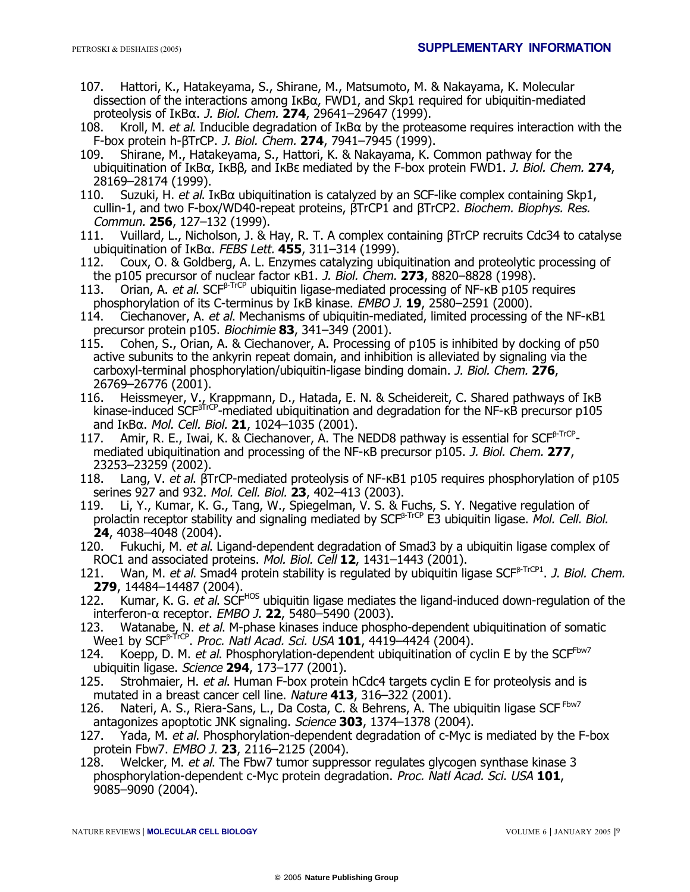107. Hattori, K., Hatakeyama, S., Shirane, M., Matsumoto, M. & Nakayama, K. Molecular dissection of the interactions among IκBα, FWD1, and Skp1 required for ubiquitin-mediated proteolysis of IκBα. *J. Biol. Chem.* **274**, 29641–29647 (1999).
108. Kroll, M. *et al*. Inducible degradation of IκBα by the proteasome requires interaction with the F-box protein h-βTrCP. *J. Biol. Chem.* **274**, 7941–7945 (1999).
109. Shirane, M., Hatakeyama, S., Hattori, K. & Nakayama, K. Common pathway for the ubiquitination of IκBα, IκBβ, and IκBε mediated by the F-box protein FWD1. *J. Biol. Chem.* **274**, 28169–28174 (1999).
110. Suzuki, H. *et al*. IκBα ubiquitination is catalyzed by an SCF-like complex containing Skp1, cullin-1, and two F-box/WD40-repeat proteins, βTrCP1 and βTrCP2. *Biochem. Biophys. Res. Commun.* **256**, 127–132 (1999).
111. Vuillard, L., Nicholson, J. & Hay, R. T. A complex containing βTrCP recruits Cdc34 to catalyse ubiquitination of IκBα. *FEBS Lett.* **455**, 311–314 (1999).
112. Coux, O. & Goldberg, A. L. Enzymes catalyzing ubiquitination and proteolytic processing of the p105 precursor of nuclear factor κB1. *J. Biol. Chem.* **273**, 8820–8828 (1998).
113. Orian, A. *et al*. $SCF^{\beta\text{-TrCP}}$ ubiquitin ligase-mediated processing of NF-κB p105 requires phosphorylation of its C-terminus by IκB kinase. *EMBO J.* **19**, 2580–2591 (2000).
114. Ciechanover, A. *et al*. Mechanisms of ubiquitin-mediated, limited processing of the NF-κB1 precursor protein p105. *Biochimie* **83**, 341–349 (2001).
115. Cohen, S., Orian, A. & Ciechanover, A. Processing of p105 is inhibited by docking of p50 active subunits to the ankyrin repeat domain, and inhibition is alleviated by signaling via the carboxyl-terminal phosphorylation/ubiquitin-ligase binding domain. *J. Biol. Chem.* **276**, 26769–26776 (2001).
116. Heissmeyer, V., Krappmann, D., Hatada, E. N. & Scheidereit, C. Shared pathways of IκB kinase-induced $SCF^{\beta TrCP}$-mediated ubiquitination and degradation for the NF-κB precursor p105 and IκBα. *Mol. Cell. Biol.* **21**, 1024–1035 (2001).
117. Amir, R. E., Iwai, K. & Ciechanover, A. The NEDD8 pathway is essential for $SCF^{\beta\text{-TrCP}}$-mediated ubiquitination and processing of the NF-κB precursor p105. *J. Biol. Chem.* **277**, 23253–23259 (2002).
118. Lang, V. *et al*. βTrCP-mediated proteolysis of NF-κB1 p105 requires phosphorylation of p105 serines 927 and 932. *Mol. Cell. Biol.* **23**, 402–413 (2003).
119. Li, Y., Kumar, K. G., Tang, W., Spiegelman, V. S. & Fuchs, S. Y. Negative regulation of prolactin receptor stability and signaling mediated by $SCF^{\beta\text{-TrCP}}$ E3 ubiquitin ligase. *Mol. Cell. Biol.* **24**, 4038–4048 (2004).
120. Fukuchi, M. *et al*. Ligand-dependent degradation of Smad3 by a ubiquitin ligase complex of ROC1 and associated proteins. *Mol. Biol. Cell* **12**, 1431–1443 (2001).
121. Wan, M. *et al*. Smad4 protein stability is regulated by ubiquitin ligase $SCF^{\beta\text{-TrCP1}}$. *J. Biol. Chem.* **279**, 14484–14487 (2004).
122. Kumar, K. G. *et al.* $SCF^{HOS}$ ubiquitin ligase mediates the ligand-induced down-regulation of the interferon-α receptor. *EMBO J.* **22**, 5480–5490 (2003).
123. Watanabe, N. *et al*. M-phase kinases induce phospho-dependent ubiquitination of somatic Wee1 by $SCF^{\beta\text{-TrCP}}$. *Proc. Natl Acad. Sci. USA* **101**, 4419–4424 (2004).
124. Koepp, D. M. *et al*. Phosphorylation-dependent ubiquitination of cyclin E by the $SCF^{Fbw7}$ ubiquitin ligase. *Science* **294**, 173–177 (2001).
125. Strohmaier, H. *et al*. Human F-box protein hCdc4 targets cyclin E for proteolysis and is mutated in a breast cancer cell line. *Nature* **413**, 316–322 (2001).
126. Nateri, A. S., Riera-Sans, L., Da Costa, C. & Behrens, A. The ubiquitin ligase $SCF^{Fbw7}$ antagonizes apoptotic JNK signaling. *Science* **303**, 1374–1378 (2004).
127. Yada, M. *et al*. Phosphorylation-dependent degradation of c-Myc is mediated by the F-box protein Fbw7. *EMBO J.* **23**, 2116–2125 (2004).
128. Welcker, M. *et al*. The Fbw7 tumor suppressor regulates glycogen synthase kinase 3 phosphorylation-dependent c-Myc protein degradation. *Proc. Natl Acad. Sci. USA* **101**, 9085–9090 (2004).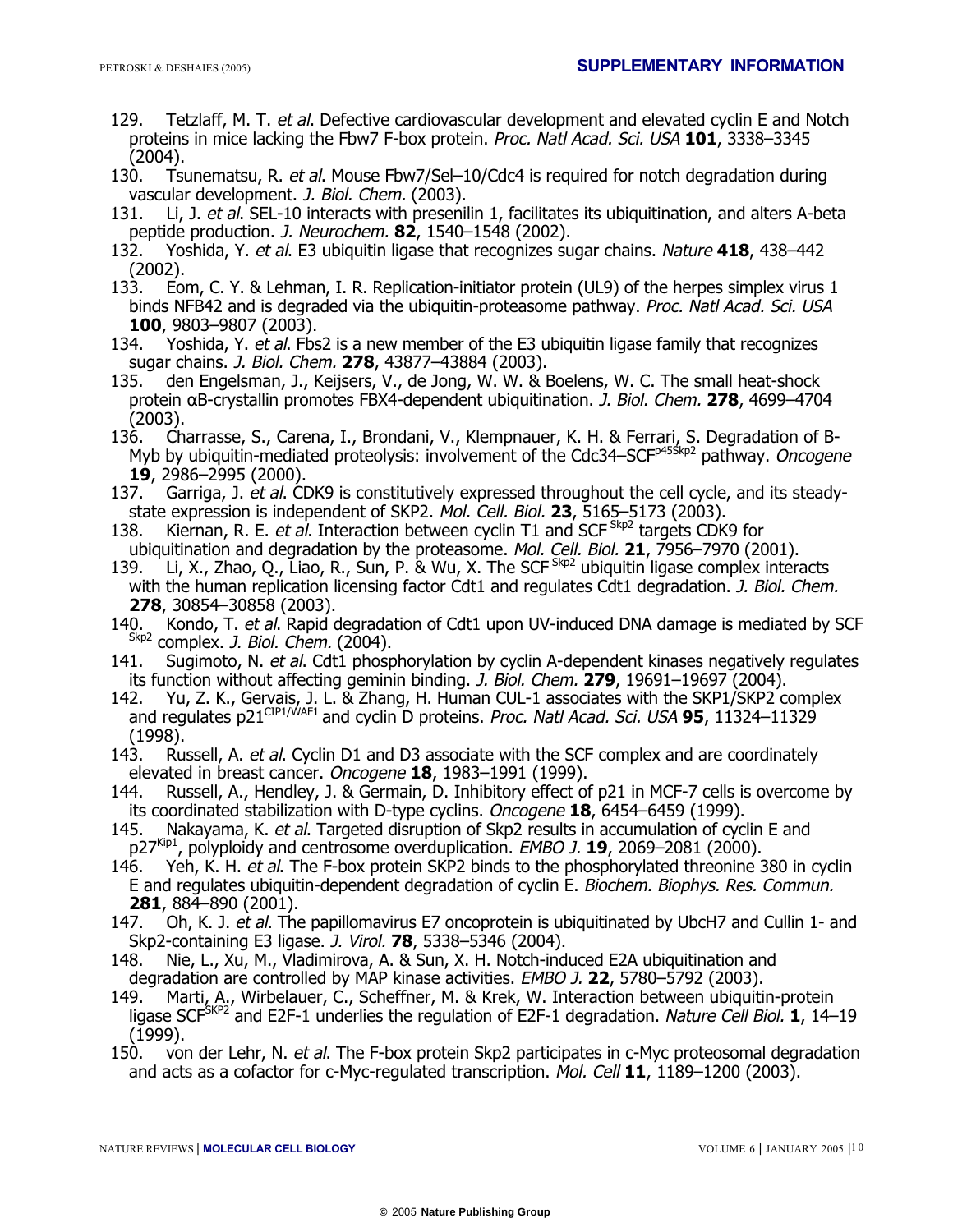129. Tetzlaff, M. T. *et al*. Defective cardiovascular development and elevated cyclin E and Notch proteins in mice lacking the Fbw7 F-box protein. *Proc. Natl Acad. Sci. USA* **101**, 3338–3345 (2004).
130. Tsunematsu, R. *et al*. Mouse Fbw7/Sel–10/Cdc4 is required for notch degradation during vascular development. *J. Biol. Chem.* (2003).
131. Li, J. *et al*. SEL-10 interacts with presenilin 1, facilitates its ubiquitination, and alters A-beta peptide production. *J. Neurochem.* **82**, 1540–1548 (2002).
132. Yoshida, Y. *et al*. E3 ubiquitin ligase that recognizes sugar chains. *Nature* **418**, 438–442 (2002).
133. Eom, C. Y. & Lehman, I. R. Replication-initiator protein (UL9) of the herpes simplex virus 1 binds NFB42 and is degraded via the ubiquitin-proteasome pathway. *Proc. Natl Acad. Sci. USA* **100**, 9803–9807 (2003).
134. Yoshida, Y. *et al*. Fbs2 is a new member of the E3 ubiquitin ligase family that recognizes sugar chains. *J. Biol. Chem.* **278**, 43877–43884 (2003).
135. den Engelsman, J., Keijsers, V., de Jong, W. W. & Boelens, W. C. The small heat-shock protein αB-crystallin promotes FBX4-dependent ubiquitination. *J. Biol. Chem.* **278**, 4699–4704 (2003).
136. Charrasse, S., Carena, I., Brondani, V., Klempnauer, K. H. & Ferrari, S. Degradation of B-Myb by ubiquitin-mediated proteolysis: involvement of the Cdc34–SCF$^{p45Skp2}$ pathway. *Oncogene* **19**, 2986–2995 (2000).
137. Garriga, J. *et al*. CDK9 is constitutively expressed throughout the cell cycle, and its steady-state expression is independent of SKP2. *Mol. Cell. Biol.* **23**, 5165–5173 (2003).
138. Kiernan, R. E. *et al*. Interaction between cyclin T1 and SCF$^{Skp2}$ targets CDK9 for ubiquitination and degradation by the proteasome. *Mol. Cell. Biol.* **21**, 7956–7970 (2001).
139. Li, X., Zhao, Q., Liao, R., Sun, P. & Wu, X. The SCF$^{Skp2}$ ubiquitin ligase complex interacts with the human replication licensing factor Cdt1 and regulates Cdt1 degradation. *J. Biol. Chem.* **278**, 30854–30858 (2003).
140. Kondo, T. *et al*. Rapid degradation of Cdt1 upon UV-induced DNA damage is mediated by SCF$^{Skp2}$ complex. *J. Biol. Chem.* (2004).
141. Sugimoto, N. *et al*. Cdt1 phosphorylation by cyclin A-dependent kinases negatively regulates its function without affecting geminin binding. *J. Biol. Chem.* **279**, 19691–19697 (2004).
142. Yu, Z. K., Gervais, J. L. & Zhang, H. Human CUL-1 associates with the SKP1/SKP2 complex and regulates p21$^{CIP1/WAF1}$ and cyclin D proteins. *Proc. Natl Acad. Sci. USA* **95**, 11324–11329 (1998).
143. Russell, A. *et al*. Cyclin D1 and D3 associate with the SCF complex and are coordinately elevated in breast cancer. *Oncogene* **18**, 1983–1991 (1999).
144. Russell, A., Hendley, J. & Germain, D. Inhibitory effect of p21 in MCF-7 cells is overcome by its coordinated stabilization with D-type cyclins. *Oncogene* **18**, 6454–6459 (1999).
145. Nakayama, K. *et al*. Targeted disruption of Skp2 results in accumulation of cyclin E and p27$^{Kip1}$, polyploidy and centrosome overduplication. *EMBO J.* **19**, 2069–2081 (2000).
146. Yeh, K. H. *et al*. The F-box protein SKP2 binds to the phosphorylated threonine 380 in cyclin E and regulates ubiquitin-dependent degradation of cyclin E. *Biochem. Biophys. Res. Commun.* **281**, 884–890 (2001).
147. Oh, K. J. *et al*. The papillomavirus E7 oncoprotein is ubiquitinated by UbcH7 and Cullin 1- and Skp2-containing E3 ligase. *J. Virol.* **78**, 5338–5346 (2004).
148. Nie, L., Xu, M., Vladimirova, A. & Sun, X. H. Notch-induced E2A ubiquitination and degradation are controlled by MAP kinase activities. *EMBO J.* **22**, 5780–5792 (2003).
149. Marti, A., Wirbelauer, C., Scheffner, M. & Krek, W. Interaction between ubiquitin-protein ligase SCF$^{SKP2}$ and E2F-1 underlies the regulation of E2F-1 degradation. *Nature Cell Biol.* **1**, 14–19 (1999).
150. von der Lehr, N. *et al*. The F-box protein Skp2 participates in c-Myc proteosomal degradation and acts as a cofactor for c-Myc-regulated transcription. *Mol. Cell* **11**, 1189–1200 (2003).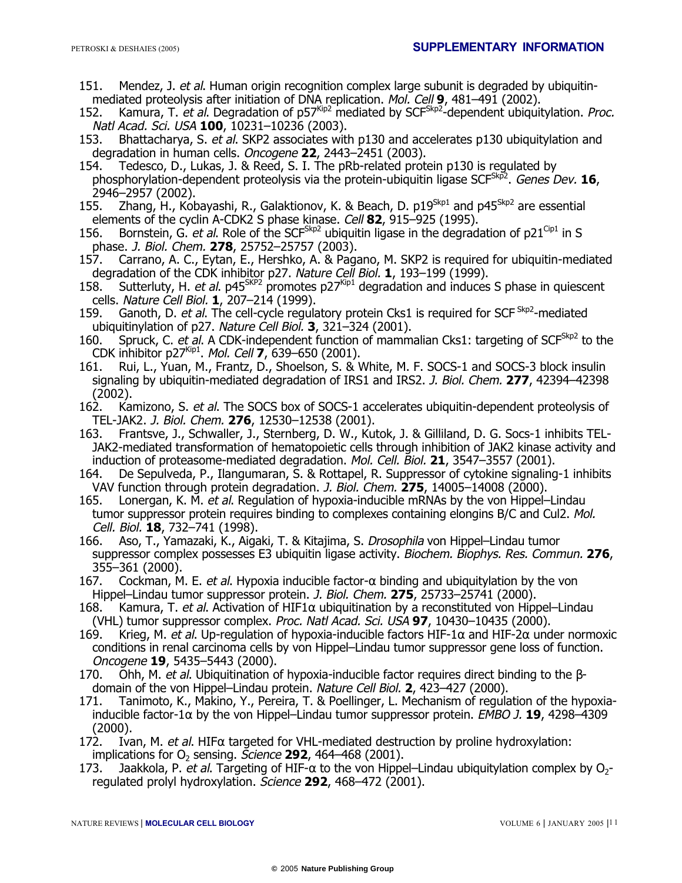151. Mendez, J. *et al*. Human origin recognition complex large subunit is degraded by ubiquitin-mediated proteolysis after initiation of DNA replication. *Mol. Cell* **9**, 481–491 (2002).
152. Kamura, T. *et al*. Degradation of $p57^{Kip2}$ mediated by $SCF^{Skp2}$-dependent ubiquitylation. *Proc. Natl Acad. Sci. USA* **100**, 10231–10236 (2003).
153. Bhattacharya, S. *et al*. SKP2 associates with p130 and accelerates p130 ubiquitylation and degradation in human cells. *Oncogene* **22**, 2443–2451 (2003).
154. Tedesco, D., Lukas, J. & Reed, S. I. The pRb-related protein p130 is regulated by phosphorylation-dependent proteolysis via the protein-ubiquitin ligase $SCF^{Skp2}$. *Genes Dev.* **16**, 2946–2957 (2002).
155. Zhang, H., Kobayashi, R., Galaktionov, K. & Beach, D. $p19^{Skp1}$ and $p45^{Skp2}$ are essential elements of the cyclin A-CDK2 S phase kinase. *Cell* **82**, 915–925 (1995).
156. Bornstein, G. *et al*. Role of the $SCF^{Skp2}$ ubiquitin ligase in the degradation of $p21^{Cip1}$ in S phase. *J. Biol. Chem.* **278**, 25752–25757 (2003).
157. Carrano, A. C., Eytan, E., Hershko, A. & Pagano, M. SKP2 is required for ubiquitin-mediated degradation of the CDK inhibitor p27. *Nature Cell Biol.* **1**, 193–199 (1999).
158. Sutterluty, H. *et al*. $p45^{SKP2}$ promotes $p27^{Kip1}$ degradation and induces S phase in quiescent cells. *Nature Cell Biol.* **1**, 207–214 (1999).
159. Ganoth, D. *et al*. The cell-cycle regulatory protein Cks1 is required for $SCF^{Skp2}$-mediated ubiquitinylation of p27. *Nature Cell Biol.* **3**, 321–324 (2001).
160. Spruck, C. *et al*. A CDK-independent function of mammalian Cks1: targeting of $SCF^{Skp2}$ to the CDK inhibitor $p27^{Kip1}$. *Mol. Cell* **7**, 639–650 (2001).
161. Rui, L., Yuan, M., Frantz, D., Shoelson, S. & White, M. F. SOCS-1 and SOCS-3 block insulin signaling by ubiquitin-mediated degradation of IRS1 and IRS2. *J. Biol. Chem.* **277**, 42394–42398 (2002).
162. Kamizono, S. *et al*. The SOCS box of SOCS-1 accelerates ubiquitin-dependent proteolysis of TEL-JAK2. *J. Biol. Chem.* **276**, 12530–12538 (2001).
163. Frantsve, J., Schwaller, J., Sternberg, D. W., Kutok, J. & Gilliland, D. G. Socs-1 inhibits TEL-JAK2-mediated transformation of hematopoietic cells through inhibition of JAK2 kinase activity and induction of proteasome-mediated degradation. *Mol. Cell. Biol.* **21**, 3547–3557 (2001).
164. De Sepulveda, P., Ilangumaran, S. & Rottapel, R. Suppressor of cytokine signaling-1 inhibits VAV function through protein degradation. *J. Biol. Chem.* **275**, 14005–14008 (2000).
165. Lonergan, K. M. *et al*. Regulation of hypoxia-inducible mRNAs by the von Hippel–Lindau tumor suppressor protein requires binding to complexes containing elongins B/C and Cul2. *Mol. Cell. Biol.* **18**, 732–741 (1998).
166. Aso, T., Yamazaki, K., Aigaki, T. & Kitajima, S. *Drosophila* von Hippel–Lindau tumor suppressor complex possesses E3 ubiquitin ligase activity. *Biochem. Biophys. Res. Commun.* **276**, 355–361 (2000).
167. Cockman, M. E. *et al*. Hypoxia inducible factor-α binding and ubiquitylation by the von Hippel–Lindau tumor suppressor protein. *J. Biol. Chem.* **275**, 25733–25741 (2000).
168. Kamura, T. *et al*. Activation of HIF1α ubiquitination by a reconstituted von Hippel–Lindau (VHL) tumor suppressor complex. *Proc. Natl Acad. Sci. USA* **97**, 10430–10435 (2000).
169. Krieg, M. *et al*. Up-regulation of hypoxia-inducible factors HIF-1α and HIF-2α under normoxic conditions in renal carcinoma cells by von Hippel–Lindau tumor suppressor gene loss of function. *Oncogene* **19**, 5435–5443 (2000).
170. Ohh, M. *et al*. Ubiquitination of hypoxia-inducible factor requires direct binding to the β-domain of the von Hippel–Lindau protein. *Nature Cell Biol.* **2**, 423–427 (2000).
171. Tanimoto, K., Makino, Y., Pereira, T. & Poellinger, L. Mechanism of regulation of the hypoxia-inducible factor-1α by the von Hippel–Lindau tumor suppressor protein. *EMBO J.* **19**, 4298–4309 (2000).
172. Ivan, M. *et al*. HIFα targeted for VHL-mediated destruction by proline hydroxylation: implications for $O_2$ sensing. *Science* **292**, 464–468 (2001).
173. Jaakkola, P. *et al*. Targeting of HIF-α to the von Hippel–Lindau ubiquitylation complex by $O_2$-regulated prolyl hydroxylation. *Science* **292**, 468–472 (2001).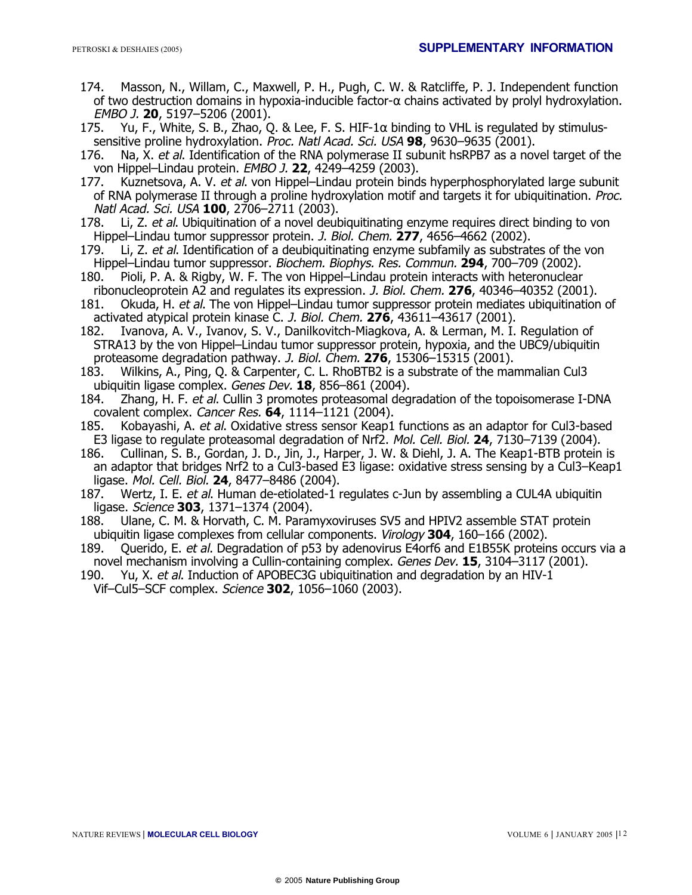174. Masson, N., Willam, C., Maxwell, P. H., Pugh, C. W. & Ratcliffe, P. J. Independent function of two destruction domains in hypoxia-inducible factor-α chains activated by prolyl hydroxylation. *EMBO J.* **20**, 5197–5206 (2001).

175. Yu, F., White, S. B., Zhao, Q. & Lee, F. S. HIF-1α binding to VHL is regulated by stimulus-sensitive proline hydroxylation. *Proc. Natl Acad. Sci. USA* **98**, 9630–9635 (2001).

176. Na, X. *et al*. Identification of the RNA polymerase II subunit hsRPB7 as a novel target of the von Hippel–Lindau protein. *EMBO J.* **22**, 4249–4259 (2003).

177. Kuznetsova, A. V. *et al*. von Hippel–Lindau protein binds hyperphosphorylated large subunit of RNA polymerase II through a proline hydroxylation motif and targets it for ubiquitination. *Proc. Natl Acad. Sci. USA* **100**, 2706–2711 (2003).

178. Li, Z. *et al*. Ubiquitination of a novel deubiquitinating enzyme requires direct binding to von Hippel–Lindau tumor suppressor protein. *J. Biol. Chem.* **277**, 4656–4662 (2002).

179. Li, Z. *et al*. Identification of a deubiquitinating enzyme subfamily as substrates of the von Hippel–Lindau tumor suppressor. *Biochem. Biophys. Res. Commun.* **294**, 700–709 (2002).

180. Pioli, P. A. & Rigby, W. F. The von Hippel–Lindau protein interacts with heteronuclear ribonucleoprotein A2 and regulates its expression. *J. Biol. Chem.* **276**, 40346–40352 (2001).

181. Okuda, H. *et al*. The von Hippel–Lindau tumor suppressor protein mediates ubiquitination of activated atypical protein kinase C. *J. Biol. Chem.* **276**, 43611–43617 (2001).

182. Ivanova, A. V., Ivanov, S. V., Danilkovitch-Miagkova, A. & Lerman, M. I. Regulation of STRA13 by the von Hippel–Lindau tumor suppressor protein, hypoxia, and the UBC9/ubiquitin proteasome degradation pathway. *J. Biol. Chem.* **276**, 15306–15315 (2001).

183. Wilkins, A., Ping, Q. & Carpenter, C. L. RhoBTB2 is a substrate of the mammalian Cul3 ubiquitin ligase complex. *Genes Dev.* **18**, 856–861 (2004).

184. Zhang, H. F. *et al*. Cullin 3 promotes proteasomal degradation of the topoisomerase I-DNA covalent complex. *Cancer Res.* **64**, 1114–1121 (2004).

185. Kobayashi, A. *et al*. Oxidative stress sensor Keap1 functions as an adaptor for Cul3-based E3 ligase to regulate proteasomal degradation of Nrf2. *Mol. Cell. Biol.* **24**, 7130–7139 (2004).

186. Cullinan, S. B., Gordan, J. D., Jin, J., Harper, J. W. & Diehl, J. A. The Keap1-BTB protein is an adaptor that bridges Nrf2 to a Cul3-based E3 ligase: oxidative stress sensing by a Cul3–Keap1 ligase. *Mol. Cell. Biol.* **24**, 8477–8486 (2004).

187. Wertz, I. E. *et al*. Human de-etiolated-1 regulates c-Jun by assembling a CUL4A ubiquitin ligase. *Science* **303**, 1371–1374 (2004).

188. Ulane, C. M. & Horvath, C. M. Paramyxoviruses SV5 and HPIV2 assemble STAT protein ubiquitin ligase complexes from cellular components. *Virology* **304**, 160–166 (2002).

189. Querido, E. *et al*. Degradation of p53 by adenovirus E4orf6 and E1B55K proteins occurs via a novel mechanism involving a Cullin-containing complex. *Genes Dev.* **15**, 3104–3117 (2001).

190. Yu, X. *et al*. Induction of APOBEC3G ubiquitination and degradation by an HIV-1 Vif–Cul5–SCF complex. *Science* **302**, 1056–1060 (2003).